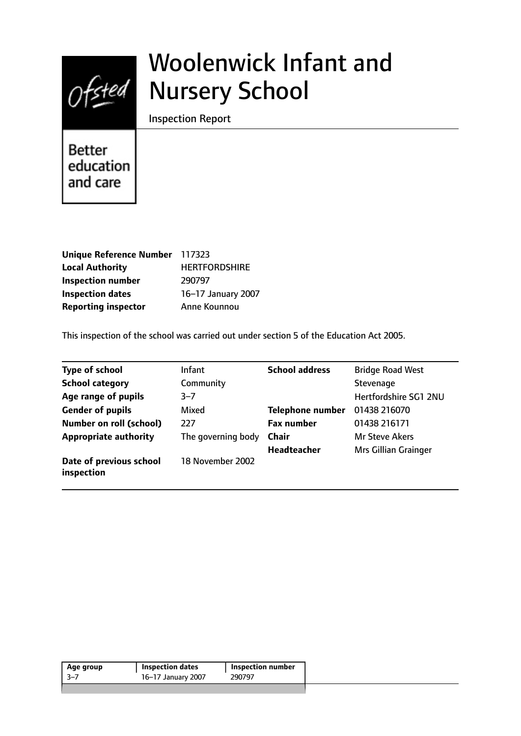# Woolenwick Infant and Nursery School

Inspection Report

Better education and care

| | |
|---|---|
| **Unique Reference Number** | 117323 |
| **Local Authority** | HERTFORDSHIRE |
| **Inspection number** | 290797 |
| **Inspection dates** | 16–17 January 2007 |
| **Reporting inspector** | Anne Kounnou |

This inspection of the school was carried out under section 5 of the Education Act 2005.

| | | | |
|---|---|---|---|
| **Type of school** | Infant | **School address** | Bridge Road West |
| **School category** | Community | | Stevenage |
| **Age range of pupils** | 3–7 | | Hertfordshire SG1 2NU |
| **Gender of pupils** | Mixed | **Telephone number** | 01438 216070 |
| **Number on roll (school)** | 227 | **Fax number** | 01438 216171 |
| **Appropriate authority** | The governing body | **Chair** | Mr Steve Akers |
| | | **Headteacher** | Mrs Gillian Grainger |
| **Date of previous school inspection** | 18 November 2002 | | |

| Age group | Inspection dates | Inspection number |
|---|---|---|
| 3–7 | 16–17 January 2007 | 290797 |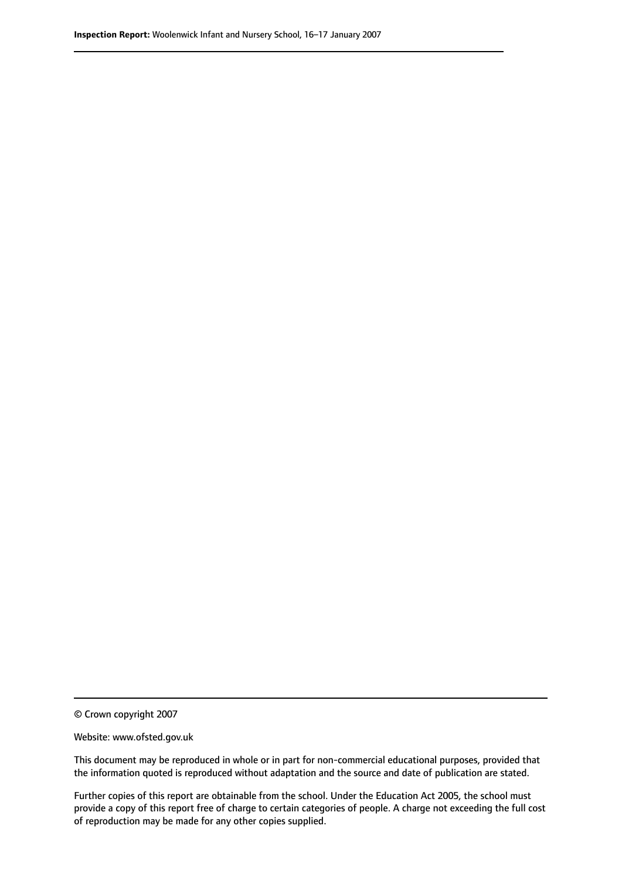© Crown copyright 2007

Website: www.ofsted.gov.uk

This document may be reproduced in whole or in part for non-commercial educational purposes, provided that the information quoted is reproduced without adaptation and the source and date of publication are stated.

Further copies of this report are obtainable from the school. Under the Education Act 2005, the school must provide a copy of this report free of charge to certain categories of people. A charge not exceeding the full cost of reproduction may be made for any other copies supplied.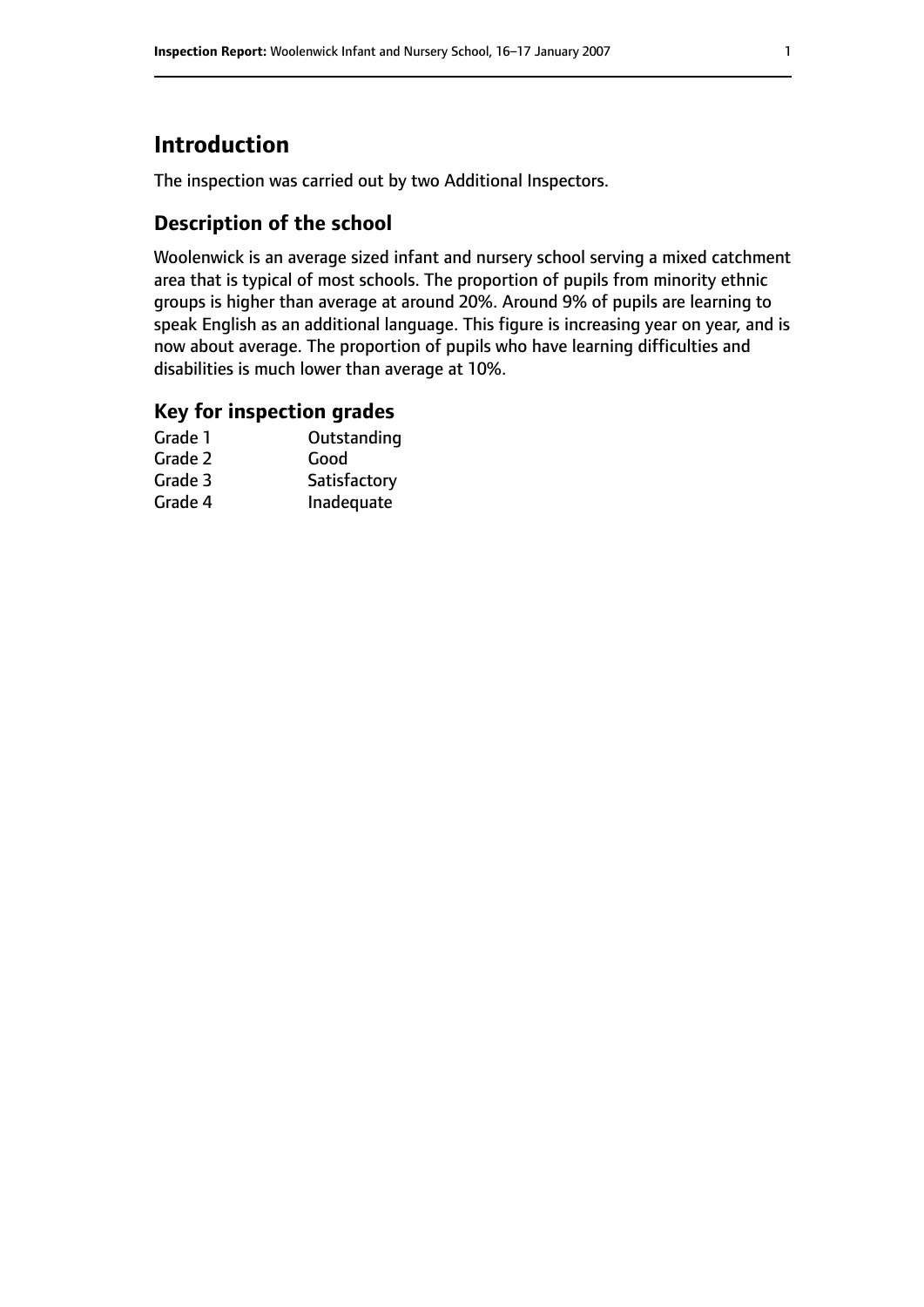# Introduction

The inspection was carried out by two Additional Inspectors.

## Description of the school

Woolenwick is an average sized infant and nursery school serving a mixed catchment area that is typical of most schools. The proportion of pupils from minority ethnic groups is higher than average at around 20%. Around 9% of pupils are learning to speak English as an additional language. This figure is increasing year on year, and is now about average. The proportion of pupils who have learning difficulties and disabilities is much lower than average at 10%.

## Key for inspection grades

| | |
|---|---|
| Grade 1 | Outstanding |
| Grade 2 | Good |
| Grade 3 | Satisfactory |
| Grade 4 | Inadequate |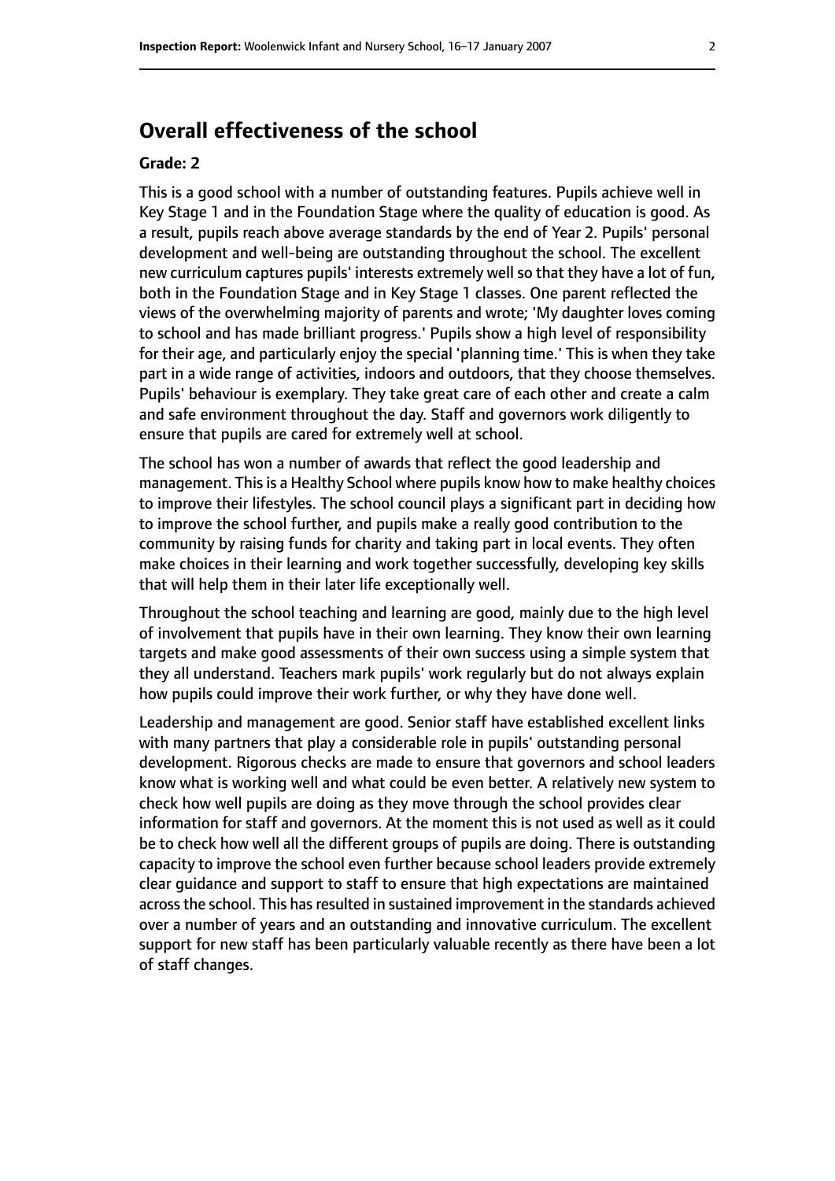## Overall effectiveness of the school

### Grade: 2

This is a good school with a number of outstanding features. Pupils achieve well in Key Stage 1 and in the Foundation Stage where the quality of education is good. As a result, pupils reach above average standards by the end of Year 2. Pupils' personal development and well-being are outstanding throughout the school. The excellent new curriculum captures pupils' interests extremely well so that they have a lot of fun, both in the Foundation Stage and in Key Stage 1 classes. One parent reflected the views of the overwhelming majority of parents and wrote; 'My daughter loves coming to school and has made brilliant progress.' Pupils show a high level of responsibility for their age, and particularly enjoy the special 'planning time.' This is when they take part in a wide range of activities, indoors and outdoors, that they choose themselves. Pupils' behaviour is exemplary. They take great care of each other and create a calm and safe environment throughout the day. Staff and governors work diligently to ensure that pupils are cared for extremely well at school.

The school has won a number of awards that reflect the good leadership and management. This is a Healthy School where pupils know how to make healthy choices to improve their lifestyles. The school council plays a significant part in deciding how to improve the school further, and pupils make a really good contribution to the community by raising funds for charity and taking part in local events. They often make choices in their learning and work together successfully, developing key skills that will help them in their later life exceptionally well.

Throughout the school teaching and learning are good, mainly due to the high level of involvement that pupils have in their own learning. They know their own learning targets and make good assessments of their own success using a simple system that they all understand. Teachers mark pupils' work regularly but do not always explain how pupils could improve their work further, or why they have done well.

Leadership and management are good. Senior staff have established excellent links with many partners that play a considerable role in pupils' outstanding personal development. Rigorous checks are made to ensure that governors and school leaders know what is working well and what could be even better. A relatively new system to check how well pupils are doing as they move through the school provides clear information for staff and governors. At the moment this is not used as well as it could be to check how well all the different groups of pupils are doing. There is outstanding capacity to improve the school even further because school leaders provide extremely clear guidance and support to staff to ensure that high expectations are maintained across the school. This has resulted in sustained improvement in the standards achieved over a number of years and an outstanding and innovative curriculum. The excellent support for new staff has been particularly valuable recently as there have been a lot of staff changes.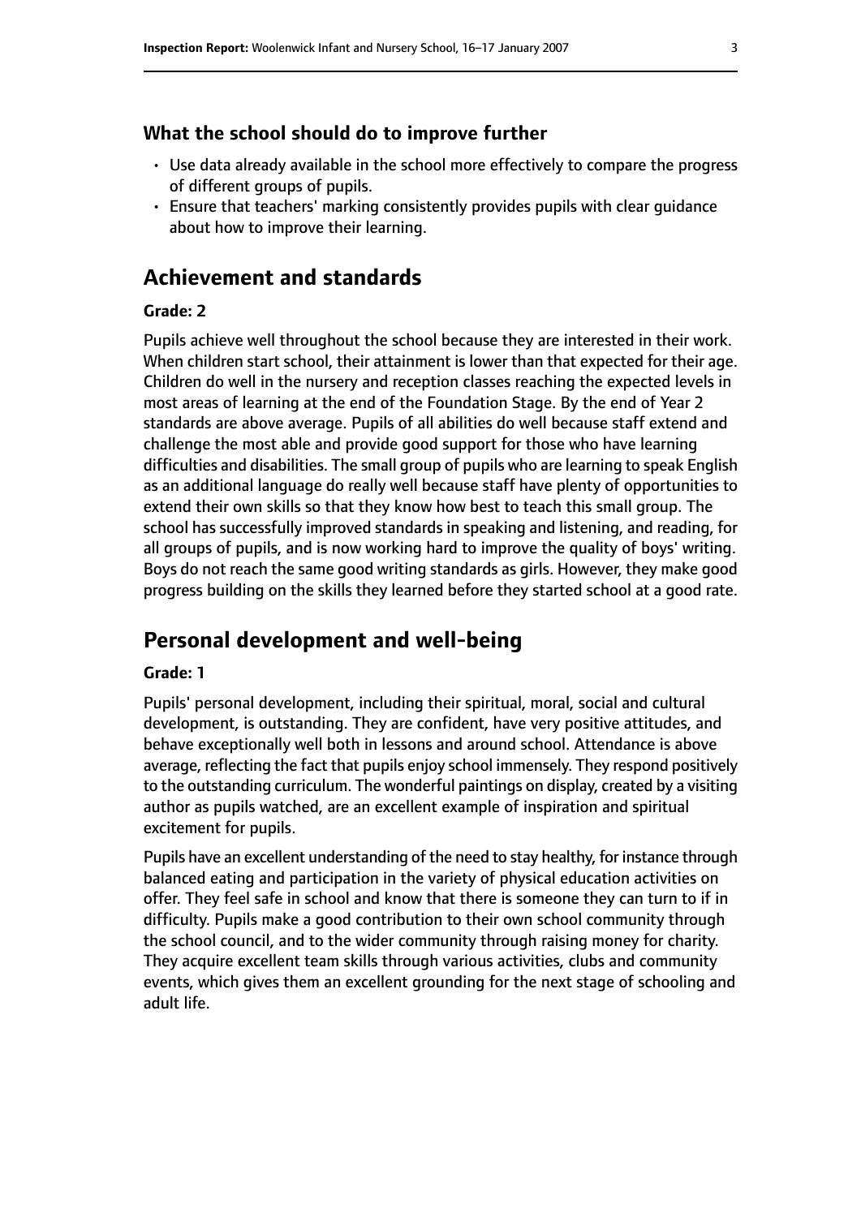### What the school should do to improve further

- Use data already available in the school more effectively to compare the progress of different groups of pupils.
- Ensure that teachers' marking consistently provides pupils with clear guidance about how to improve their learning.

## Achievement and standards

#### Grade: 2

Pupils achieve well throughout the school because they are interested in their work. When children start school, their attainment is lower than that expected for their age. Children do well in the nursery and reception classes reaching the expected levels in most areas of learning at the end of the Foundation Stage. By the end of Year 2 standards are above average. Pupils of all abilities do well because staff extend and challenge the most able and provide good support for those who have learning difficulties and disabilities. The small group of pupils who are learning to speak English as an additional language do really well because staff have plenty of opportunities to extend their own skills so that they know how best to teach this small group. The school has successfully improved standards in speaking and listening, and reading, for all groups of pupils, and is now working hard to improve the quality of boys' writing. Boys do not reach the same good writing standards as girls. However, they make good progress building on the skills they learned before they started school at a good rate.

## Personal development and well-being

#### Grade: 1

Pupils' personal development, including their spiritual, moral, social and cultural development, is outstanding. They are confident, have very positive attitudes, and behave exceptionally well both in lessons and around school. Attendance is above average, reflecting the fact that pupils enjoy school immensely. They respond positively to the outstanding curriculum. The wonderful paintings on display, created by a visiting author as pupils watched, are an excellent example of inspiration and spiritual excitement for pupils.

Pupils have an excellent understanding of the need to stay healthy, for instance through balanced eating and participation in the variety of physical education activities on offer. They feel safe in school and know that there is someone they can turn to if in difficulty. Pupils make a good contribution to their own school community through the school council, and to the wider community through raising money for charity. They acquire excellent team skills through various activities, clubs and community events, which gives them an excellent grounding for the next stage of schooling and adult life.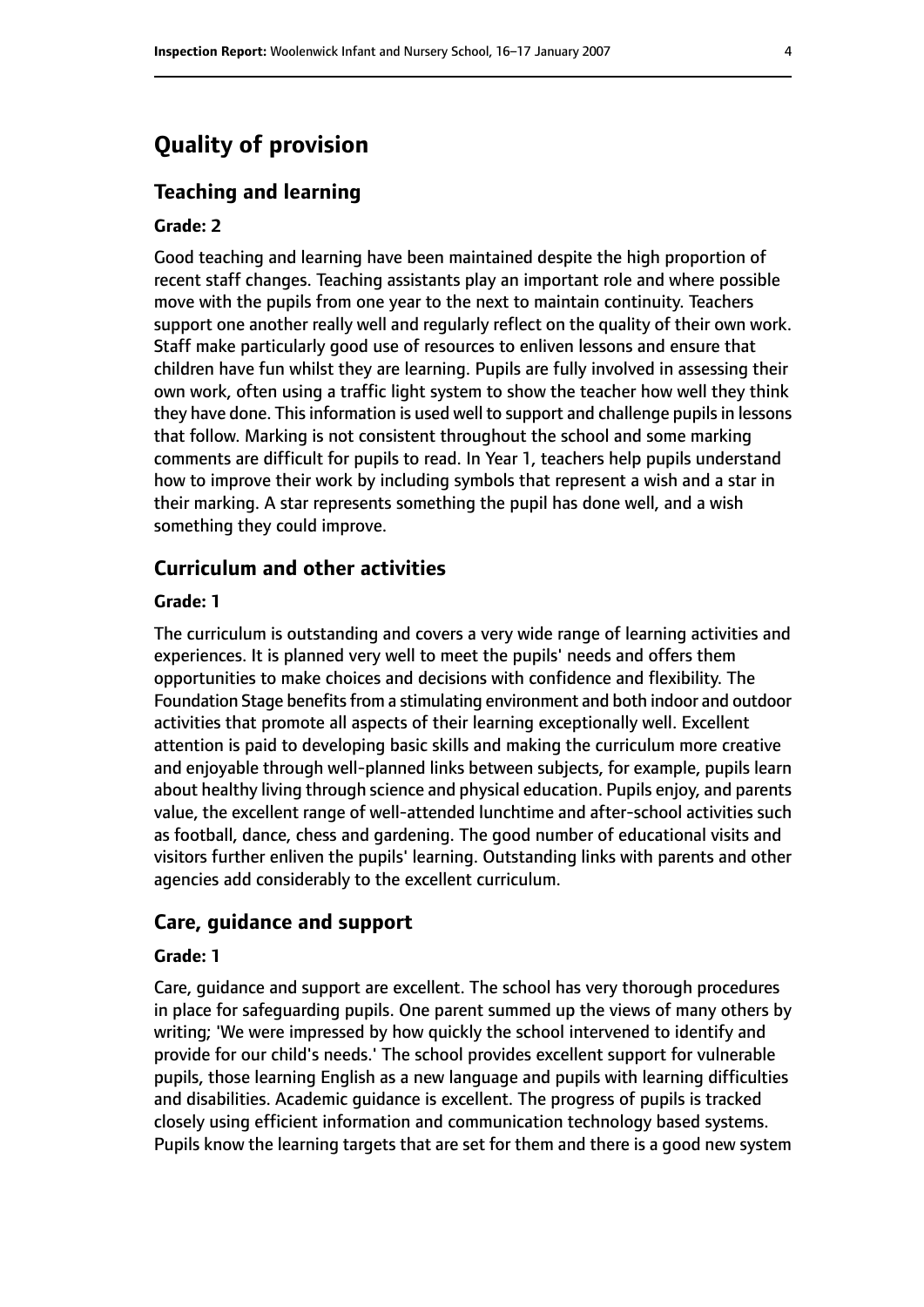# Quality of provision

## Teaching and learning

### Grade: 2

Good teaching and learning have been maintained despite the high proportion of recent staff changes. Teaching assistants play an important role and where possible move with the pupils from one year to the next to maintain continuity. Teachers support one another really well and regularly reflect on the quality of their own work. Staff make particularly good use of resources to enliven lessons and ensure that children have fun whilst they are learning. Pupils are fully involved in assessing their own work, often using a traffic light system to show the teacher how well they think they have done. This information is used well to support and challenge pupils in lessons that follow. Marking is not consistent throughout the school and some marking comments are difficult for pupils to read. In Year 1, teachers help pupils understand how to improve their work by including symbols that represent a wish and a star in their marking. A star represents something the pupil has done well, and a wish something they could improve.

## Curriculum and other activities

### Grade: 1

The curriculum is outstanding and covers a very wide range of learning activities and experiences. It is planned very well to meet the pupils' needs and offers them opportunities to make choices and decisions with confidence and flexibility. The Foundation Stage benefits from a stimulating environment and both indoor and outdoor activities that promote all aspects of their learning exceptionally well. Excellent attention is paid to developing basic skills and making the curriculum more creative and enjoyable through well-planned links between subjects, for example, pupils learn about healthy living through science and physical education. Pupils enjoy, and parents value, the excellent range of well-attended lunchtime and after-school activities such as football, dance, chess and gardening. The good number of educational visits and visitors further enliven the pupils' learning. Outstanding links with parents and other agencies add considerably to the excellent curriculum.

## Care, guidance and support

### Grade: 1

Care, guidance and support are excellent. The school has very thorough procedures in place for safeguarding pupils. One parent summed up the views of many others by writing; 'We were impressed by how quickly the school intervened to identify and provide for our child's needs.' The school provides excellent support for vulnerable pupils, those learning English as a new language and pupils with learning difficulties and disabilities. Academic guidance is excellent. The progress of pupils is tracked closely using efficient information and communication technology based systems. Pupils know the learning targets that are set for them and there is a good new system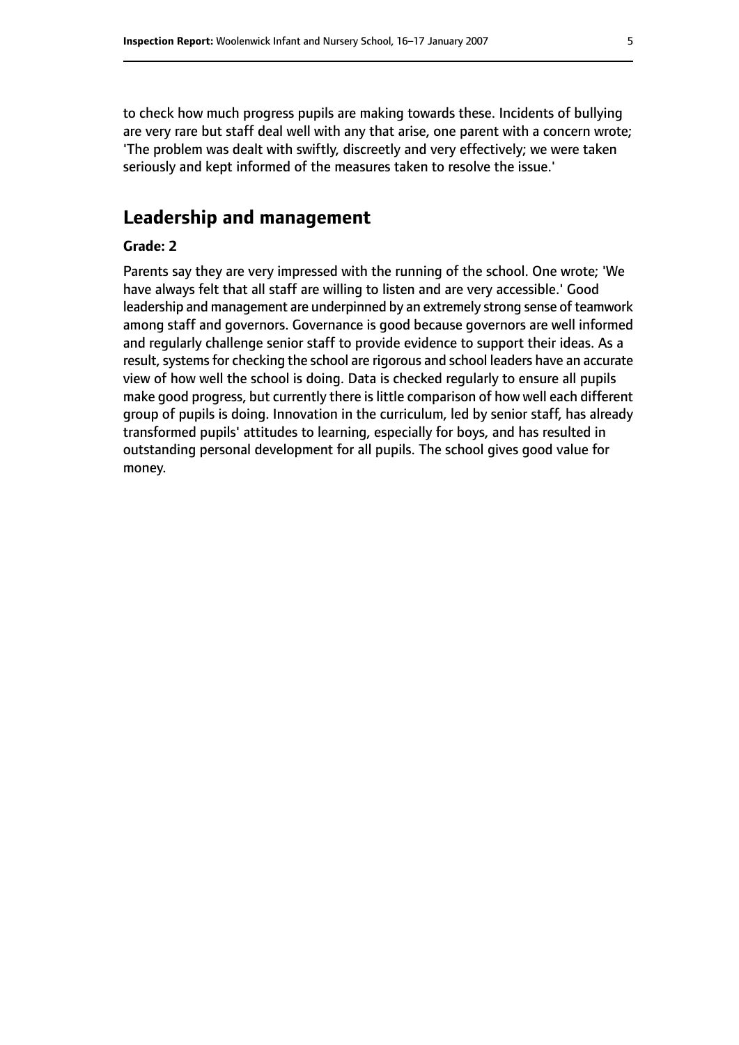to check how much progress pupils are making towards these. Incidents of bullying are very rare but staff deal well with any that arise, one parent with a concern wrote; 'The problem was dealt with swiftly, discreetly and very effectively; we were taken seriously and kept informed of the measures taken to resolve the issue.'

## Leadership and management

**Grade: 2**

Parents say they are very impressed with the running of the school. One wrote; 'We have always felt that all staff are willing to listen and are very accessible.' Good leadership and management are underpinned by an extremely strong sense of teamwork among staff and governors. Governance is good because governors are well informed and regularly challenge senior staff to provide evidence to support their ideas. As a result, systems for checking the school are rigorous and school leaders have an accurate view of how well the school is doing. Data is checked regularly to ensure all pupils make good progress, but currently there is little comparison of how well each different group of pupils is doing. Innovation in the curriculum, led by senior staff, has already transformed pupils' attitudes to learning, especially for boys, and has resulted in outstanding personal development for all pupils. The school gives good value for money.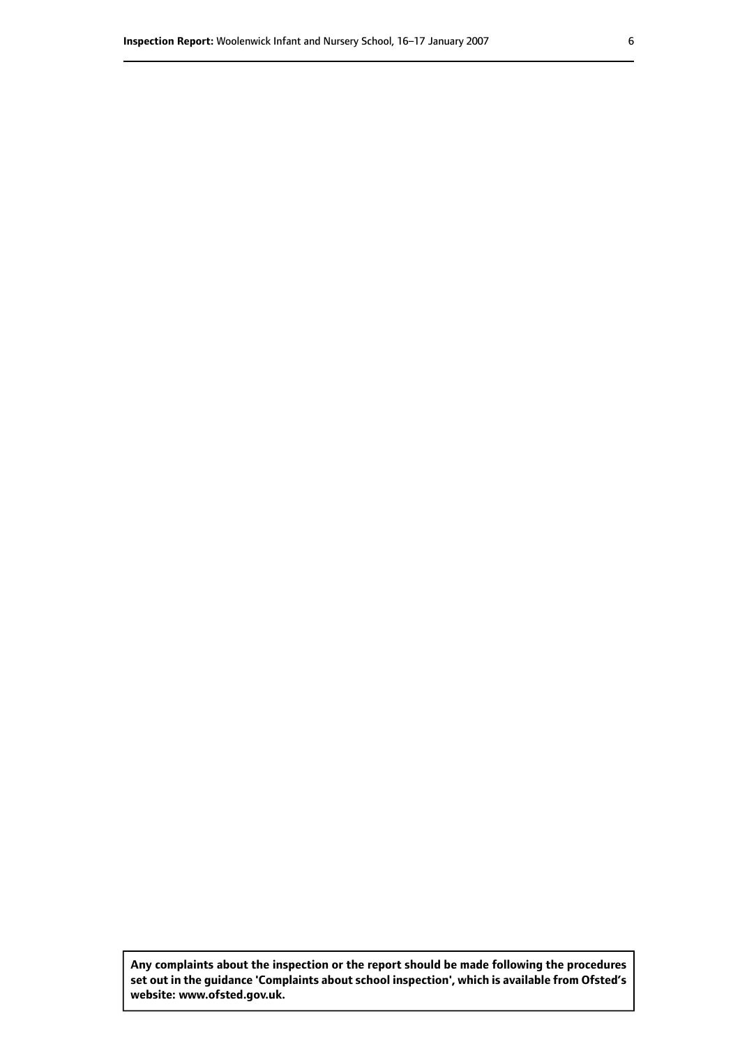**Any complaints about the inspection or the report should be made following the procedures set out in the guidance 'Complaints about school inspection', which is available from Ofsted's website: www.ofsted.gov.uk.**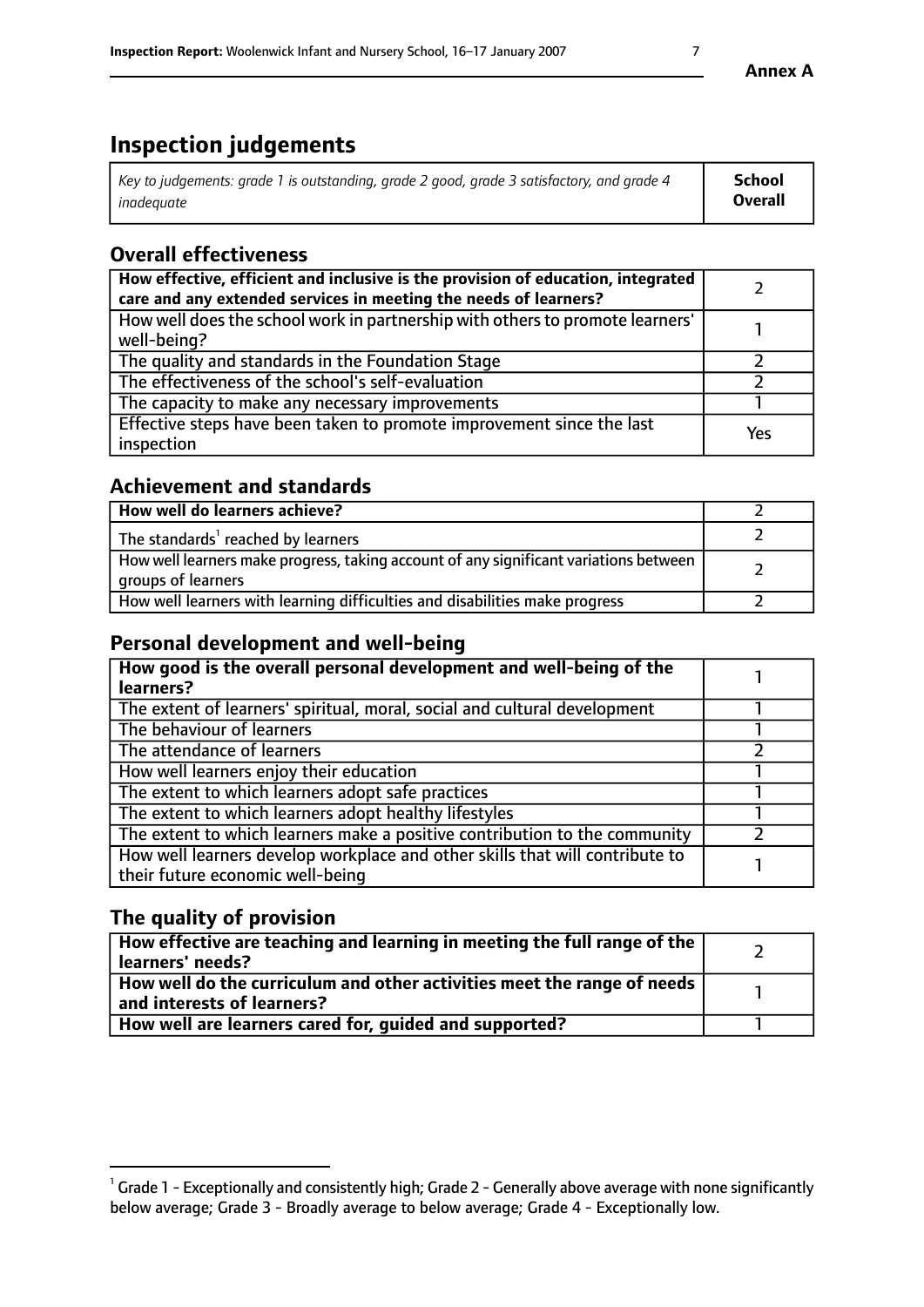**Annex A**

# Inspection judgements

| *Key to judgements: grade 1 is outstanding, grade 2 good, grade 3 satisfactory, and grade 4 inadequate* | **School Overall** |
|---|---|

## Overall effectiveness

| | |
|---|---|
| **How effective, efficient and inclusive is the provision of education, integrated care and any extended services in meeting the needs of learners?** | 2 |
| How well does the school work in partnership with others to promote learners' well-being? | 1 |
| The quality and standards in the Foundation Stage | 2 |
| The effectiveness of the school's self-evaluation | 2 |
| The capacity to make any necessary improvements | 1 |
| Effective steps have been taken to promote improvement since the last inspection | Yes |

## Achievement and standards

| | |
|---|---|
| **How well do learners achieve?** | 2 |
| The standards[1] reached by learners | 2 |
| How well learners make progress, taking account of any significant variations between groups of learners | 2 |
| How well learners with learning difficulties and disabilities make progress | 2 |

## Personal development and well-being

| | |
|---|---|
| **How good is the overall personal development and well-being of the learners?** | 1 |
| The extent of learners' spiritual, moral, social and cultural development | 1 |
| The behaviour of learners | 1 |
| The attendance of learners | 2 |
| How well learners enjoy their education | 1 |
| The extent to which learners adopt safe practices | 1 |
| The extent to which learners adopt healthy lifestyles | 1 |
| The extent to which learners make a positive contribution to the community | 2 |
| How well learners develop workplace and other skills that will contribute to their future economic well-being | 1 |

## The quality of provision

| | |
|---|---|
| **How effective are teaching and learning in meeting the full range of the learners' needs?** | 2 |
| **How well do the curriculum and other activities meet the range of needs and interests of learners?** | 1 |
| **How well are learners cared for, guided and supported?** | 1 |

[1] Grade 1 - Exceptionally and consistently high; Grade 2 - Generally above average with none significantly below average; Grade 3 - Broadly average to below average; Grade 4 - Exceptionally low.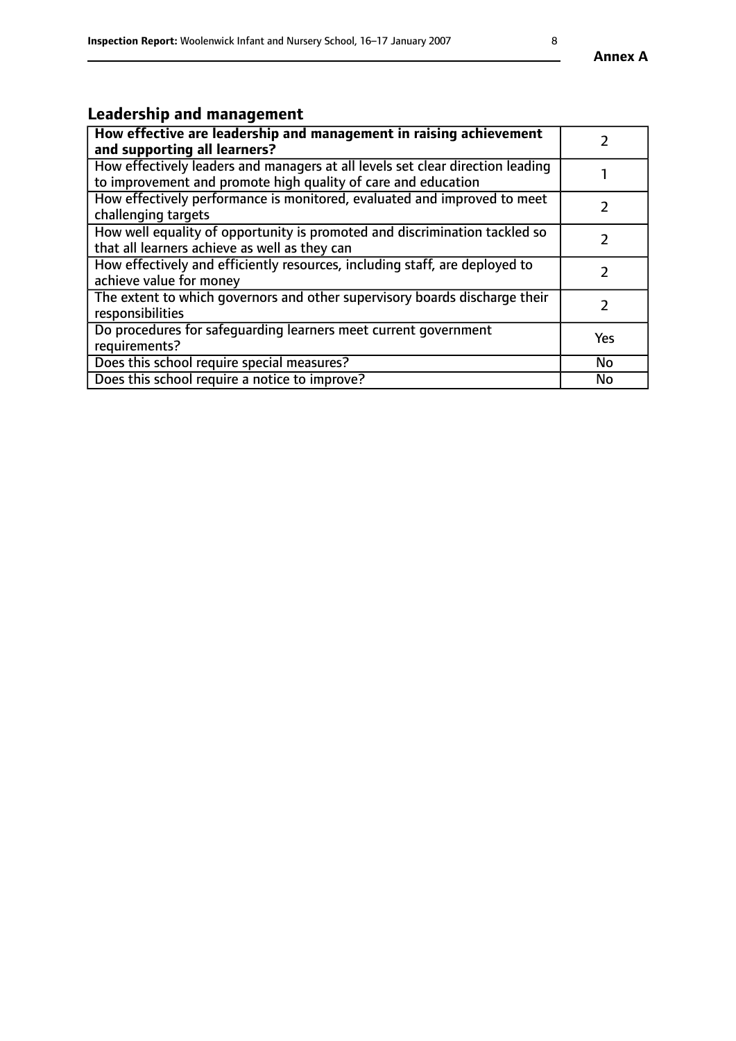## Leadership and management

| How effective are leadership and management in raising achievement and supporting all learners? | 2 |
|---|---|
| How effectively leaders and managers at all levels set clear direction leading to improvement and promote high quality of care and education | 1 |
| How effectively performance is monitored, evaluated and improved to meet challenging targets | 2 |
| How well equality of opportunity is promoted and discrimination tackled so that all learners achieve as well as they can | 2 |
| How effectively and efficiently resources, including staff, are deployed to achieve value for money | 2 |
| The extent to which governors and other supervisory boards discharge their responsibilities | 2 |
| Do procedures for safeguarding learners meet current government requirements? | Yes |
| Does this school require special measures? | No |
| Does this school require a notice to improve? | No |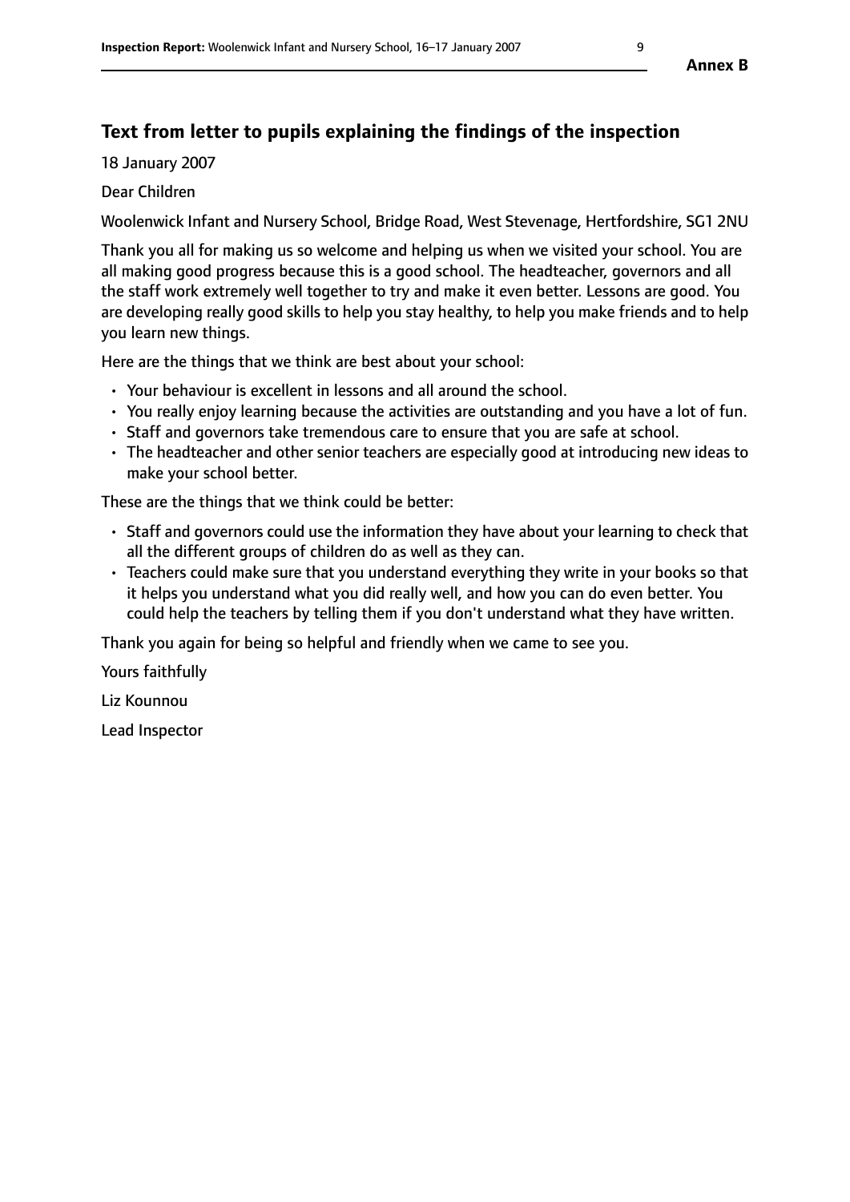## Text from letter to pupils explaining the findings of the inspection

18 January 2007

Dear Children

Woolenwick Infant and Nursery School, Bridge Road, West Stevenage, Hertfordshire, SG1 2NU

Thank you all for making us so welcome and helping us when we visited your school. You are all making good progress because this is a good school. The headteacher, governors and all the staff work extremely well together to try and make it even better. Lessons are good. You are developing really good skills to help you stay healthy, to help you make friends and to help you learn new things.

Here are the things that we think are best about your school:

- Your behaviour is excellent in lessons and all around the school.
- You really enjoy learning because the activities are outstanding and you have a lot of fun.
- Staff and governors take tremendous care to ensure that you are safe at school.
- The headteacher and other senior teachers are especially good at introducing new ideas to make your school better.

These are the things that we think could be better:

- Staff and governors could use the information they have about your learning to check that all the different groups of children do as well as they can.
- Teachers could make sure that you understand everything they write in your books so that it helps you understand what you did really well, and how you can do even better. You could help the teachers by telling them if you don't understand what they have written.

Thank you again for being so helpful and friendly when we came to see you.

Yours faithfully

Liz Kounnou

Lead Inspector